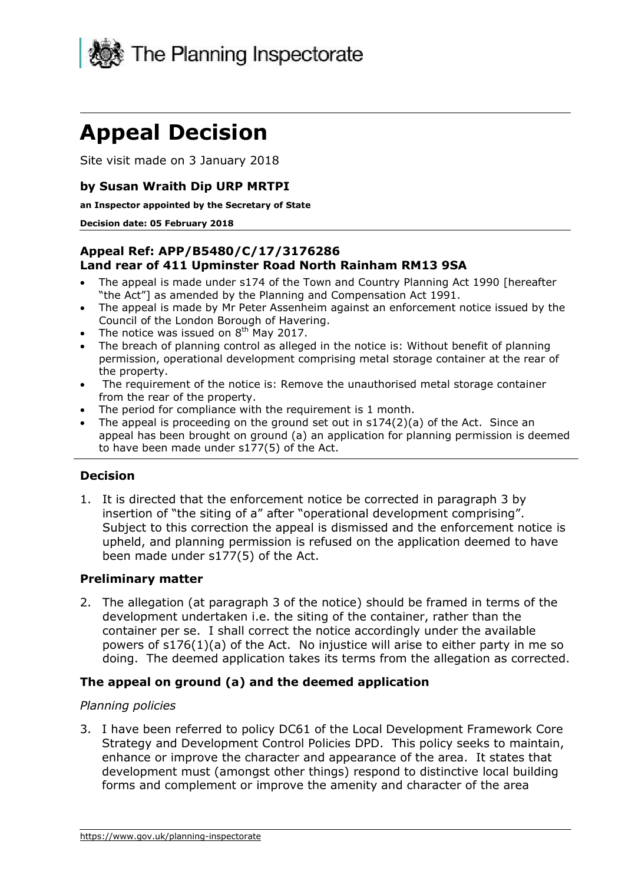The Planning Inspectorate

# Appeal Decision

Site visit made on 3 January 2018

### by Susan Wraith Dip URP MRTPI

**an Inspector appointed by the Secretary of State**

**Decision date: 05 February 2018**

### Appeal Ref: APP/B5480/C/17/3176286
### Land rear of 411 Upminster Road North Rainham RM13 9SA

- The appeal is made under s174 of the Town and Country Planning Act 1990 [hereafter "the Act"] as amended by the Planning and Compensation Act 1991.
- The appeal is made by Mr Peter Assenheim against an enforcement notice issued by the Council of the London Borough of Havering.
- The notice was issued on 8th May 2017.
- The breach of planning control as alleged in the notice is: Without benefit of planning permission, operational development comprising metal storage container at the rear of the property.
- The requirement of the notice is: Remove the unauthorised metal storage container from the rear of the property.
- The period for compliance with the requirement is 1 month.
- The appeal is proceeding on the ground set out in s174(2)(a) of the Act. Since an appeal has been brought on ground (a) an application for planning permission is deemed to have been made under s177(5) of the Act.

## Decision

1. It is directed that the enforcement notice be corrected in paragraph 3 by insertion of "the siting of a" after "operational development comprising". Subject to this correction the appeal is dismissed and the enforcement notice is upheld, and planning permission is refused on the application deemed to have been made under s177(5) of the Act.

## Preliminary matter

2. The allegation (at paragraph 3 of the notice) should be framed in terms of the development undertaken i.e. the siting of the container, rather than the container per se. I shall correct the notice accordingly under the available powers of s176(1)(a) of the Act. No injustice will arise to either party in me so doing. The deemed application takes its terms from the allegation as corrected.

## The appeal on ground (a) and the deemed application

### *Planning policies*

3. I have been referred to policy DC61 of the Local Development Framework Core Strategy and Development Control Policies DPD. This policy seeks to maintain, enhance or improve the character and appearance of the area. It states that development must (amongst other things) respond to distinctive local building forms and complement or improve the amenity and character of the area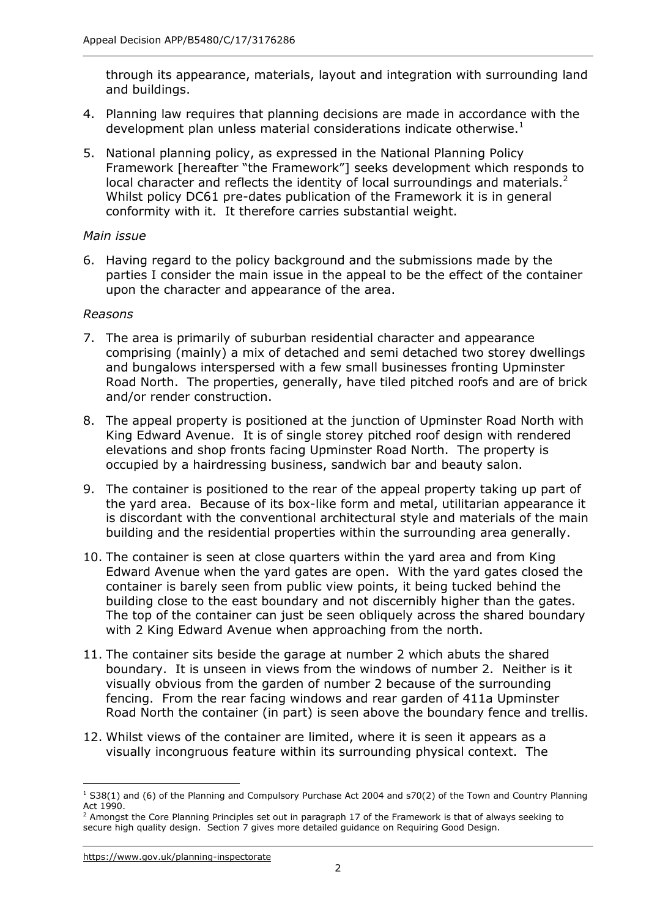through its appearance, materials, layout and integration with surrounding land and buildings.

4. Planning law requires that planning decisions are made in accordance with the development plan unless material considerations indicate otherwise.[1]

5. National planning policy, as expressed in the National Planning Policy Framework [hereafter "the Framework"] seeks development which responds to local character and reflects the identity of local surroundings and materials.[2] Whilst policy DC61 pre-dates publication of the Framework it is in general conformity with it. It therefore carries substantial weight.

*Main issue*

6. Having regard to the policy background and the submissions made by the parties I consider the main issue in the appeal to be the effect of the container upon the character and appearance of the area.

*Reasons*

7. The area is primarily of suburban residential character and appearance comprising (mainly) a mix of detached and semi detached two storey dwellings and bungalows interspersed with a few small businesses fronting Upminster Road North. The properties, generally, have tiled pitched roofs and are of brick and/or render construction.

8. The appeal property is positioned at the junction of Upminster Road North with King Edward Avenue. It is of single storey pitched roof design with rendered elevations and shop fronts facing Upminster Road North. The property is occupied by a hairdressing business, sandwich bar and beauty salon.

9. The container is positioned to the rear of the appeal property taking up part of the yard area. Because of its box-like form and metal, utilitarian appearance it is discordant with the conventional architectural style and materials of the main building and the residential properties within the surrounding area generally.

10. The container is seen at close quarters within the yard area and from King Edward Avenue when the yard gates are open. With the yard gates closed the container is barely seen from public view points, it being tucked behind the building close to the east boundary and not discernibly higher than the gates. The top of the container can just be seen obliquely across the shared boundary with 2 King Edward Avenue when approaching from the north.

11. The container sits beside the garage at number 2 which abuts the shared boundary. It is unseen in views from the windows of number 2. Neither is it visually obvious from the garden of number 2 because of the surrounding fencing. From the rear facing windows and rear garden of 411a Upminster Road North the container (in part) is seen above the boundary fence and trellis.

12. Whilst views of the container are limited, where it is seen it appears as a visually incongruous feature within its surrounding physical context. The

---

[1] S38(1) and (6) of the Planning and Compulsory Purchase Act 2004 and s70(2) of the Town and Country Planning Act 1990.

[2] Amongst the Core Planning Principles set out in paragraph 17 of the Framework is that of always seeking to secure high quality design. Section 7 gives more detailed guidance on Requiring Good Design.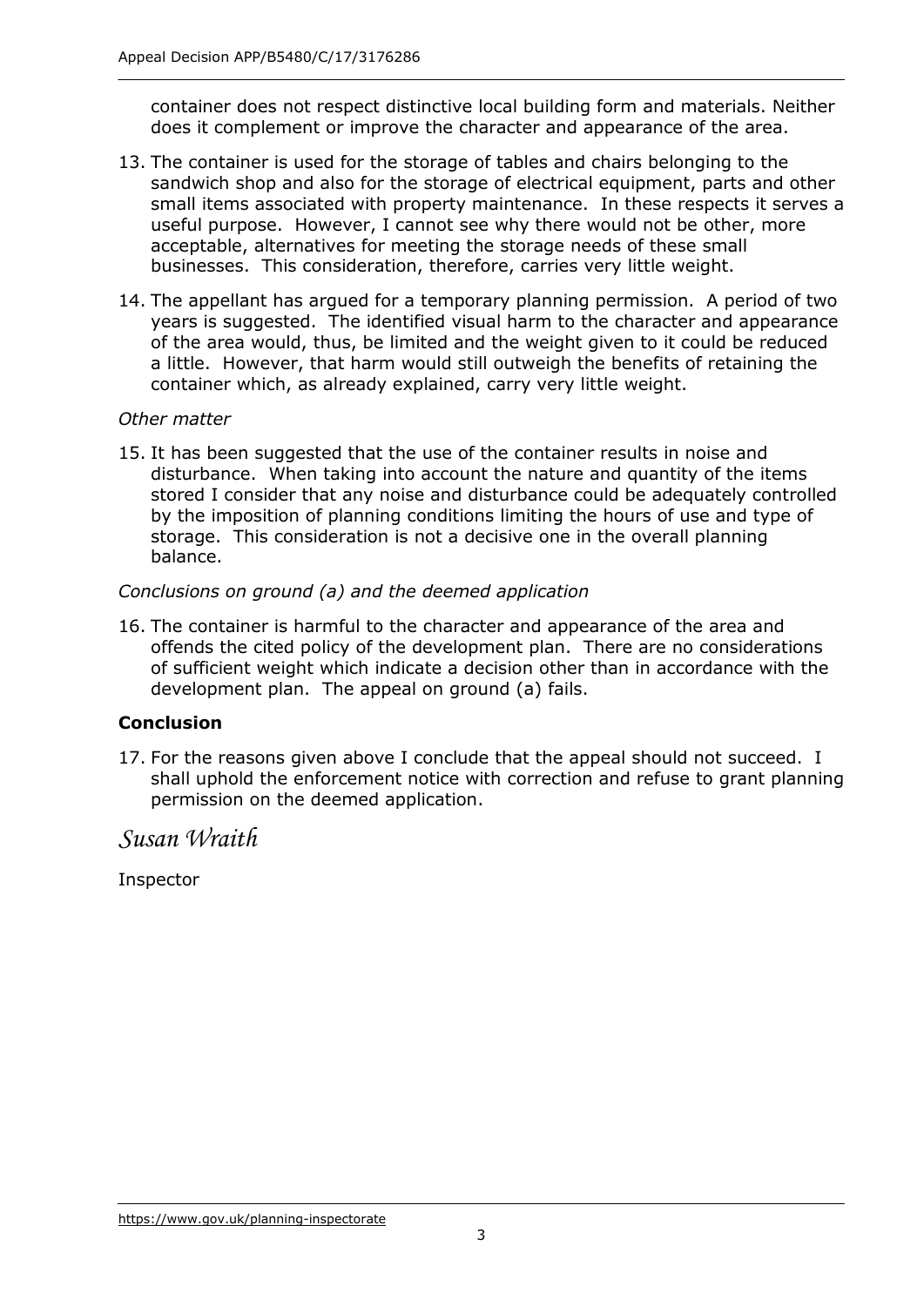container does not respect distinctive local building form and materials. Neither does it complement or improve the character and appearance of the area.

13. The container is used for the storage of tables and chairs belonging to the sandwich shop and also for the storage of electrical equipment, parts and other small items associated with property maintenance. In these respects it serves a useful purpose. However, I cannot see why there would not be other, more acceptable, alternatives for meeting the storage needs of these small businesses. This consideration, therefore, carries very little weight.

14. The appellant has argued for a temporary planning permission. A period of two years is suggested. The identified visual harm to the character and appearance of the area would, thus, be limited and the weight given to it could be reduced a little. However, that harm would still outweigh the benefits of retaining the container which, as already explained, carry very little weight.

*Other matter*

15. It has been suggested that the use of the container results in noise and disturbance. When taking into account the nature and quantity of the items stored I consider that any noise and disturbance could be adequately controlled by the imposition of planning conditions limiting the hours of use and type of storage. This consideration is not a decisive one in the overall planning balance.

*Conclusions on ground (a) and the deemed application*

16. The container is harmful to the character and appearance of the area and offends the cited policy of the development plan. There are no considerations of sufficient weight which indicate a decision other than in accordance with the development plan. The appeal on ground (a) fails.

**Conclusion**

17. For the reasons given above I conclude that the appeal should not succeed. I shall uphold the enforcement notice with correction and refuse to grant planning permission on the deemed application.

*Susan Wraith*

Inspector